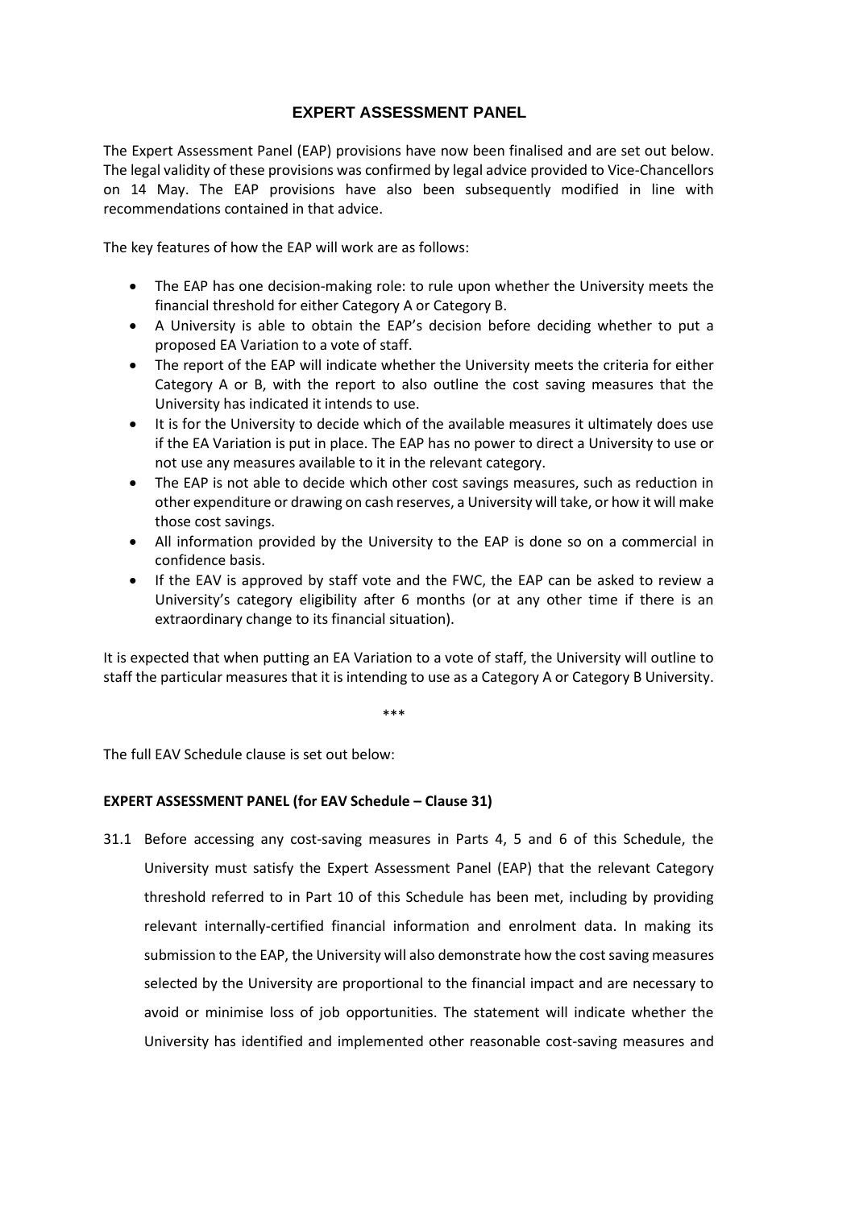# EXPERT ASSESSMENT PANEL

The Expert Assessment Panel (EAP) provisions have now been finalised and are set out below. The legal validity of these provisions was confirmed by legal advice provided to Vice-Chancellors on 14 May. The EAP provisions have also been subsequently modified in line with recommendations contained in that advice.

The key features of how the EAP will work are as follows:

- The EAP has one decision-making role: to rule upon whether the University meets the financial threshold for either Category A or Category B.
- A University is able to obtain the EAP's decision before deciding whether to put a proposed EA Variation to a vote of staff.
- The report of the EAP will indicate whether the University meets the criteria for either Category A or B, with the report to also outline the cost saving measures that the University has indicated it intends to use.
- It is for the University to decide which of the available measures it ultimately does use if the EA Variation is put in place. The EAP has no power to direct a University to use or not use any measures available to it in the relevant category.
- The EAP is not able to decide which other cost savings measures, such as reduction in other expenditure or drawing on cash reserves, a University will take, or how it will make those cost savings.
- All information provided by the University to the EAP is done so on a commercial in confidence basis.
- If the EAV is approved by staff vote and the FWC, the EAP can be asked to review a University's category eligibility after 6 months (or at any other time if there is an extraordinary change to its financial situation).

It is expected that when putting an EA Variation to a vote of staff, the University will outline to staff the particular measures that it is intending to use as a Category A or Category B University.

\*\*\*

The full EAV Schedule clause is set out below:

**EXPERT ASSESSMENT PANEL (for EAV Schedule – Clause 31)**

31.1 Before accessing any cost-saving measures in Parts 4, 5 and 6 of this Schedule, the University must satisfy the Expert Assessment Panel (EAP) that the relevant Category threshold referred to in Part 10 of this Schedule has been met, including by providing relevant internally-certified financial information and enrolment data. In making its submission to the EAP, the University will also demonstrate how the cost saving measures selected by the University are proportional to the financial impact and are necessary to avoid or minimise loss of job opportunities. The statement will indicate whether the University has identified and implemented other reasonable cost-saving measures and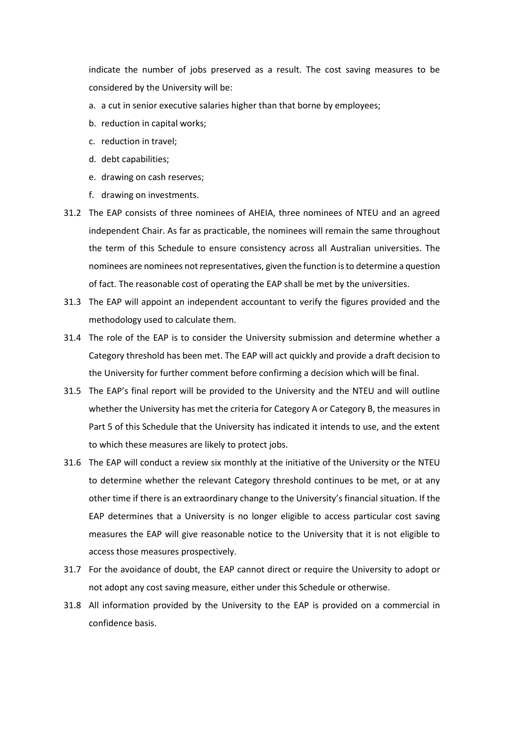indicate the number of jobs preserved as a result. The cost saving measures to be considered by the University will be:

a. a cut in senior executive salaries higher than that borne by employees;
b. reduction in capital works;
c. reduction in travel;
d. debt capabilities;
e. drawing on cash reserves;
f. drawing on investments.

31.2 The EAP consists of three nominees of AHEIA, three nominees of NTEU and an agreed independent Chair. As far as practicable, the nominees will remain the same throughout the term of this Schedule to ensure consistency across all Australian universities. The nominees are nominees not representatives, given the function is to determine a question of fact. The reasonable cost of operating the EAP shall be met by the universities.

31.3 The EAP will appoint an independent accountant to verify the figures provided and the methodology used to calculate them.

31.4 The role of the EAP is to consider the University submission and determine whether a Category threshold has been met. The EAP will act quickly and provide a draft decision to the University for further comment before confirming a decision which will be final.

31.5 The EAP's final report will be provided to the University and the NTEU and will outline whether the University has met the criteria for Category A or Category B, the measures in Part 5 of this Schedule that the University has indicated it intends to use, and the extent to which these measures are likely to protect jobs.

31.6 The EAP will conduct a review six monthly at the initiative of the University or the NTEU to determine whether the relevant Category threshold continues to be met, or at any other time if there is an extraordinary change to the University's financial situation. If the EAP determines that a University is no longer eligible to access particular cost saving measures the EAP will give reasonable notice to the University that it is not eligible to access those measures prospectively.

31.7 For the avoidance of doubt, the EAP cannot direct or require the University to adopt or not adopt any cost saving measure, either under this Schedule or otherwise.

31.8 All information provided by the University to the EAP is provided on a commercial in confidence basis.